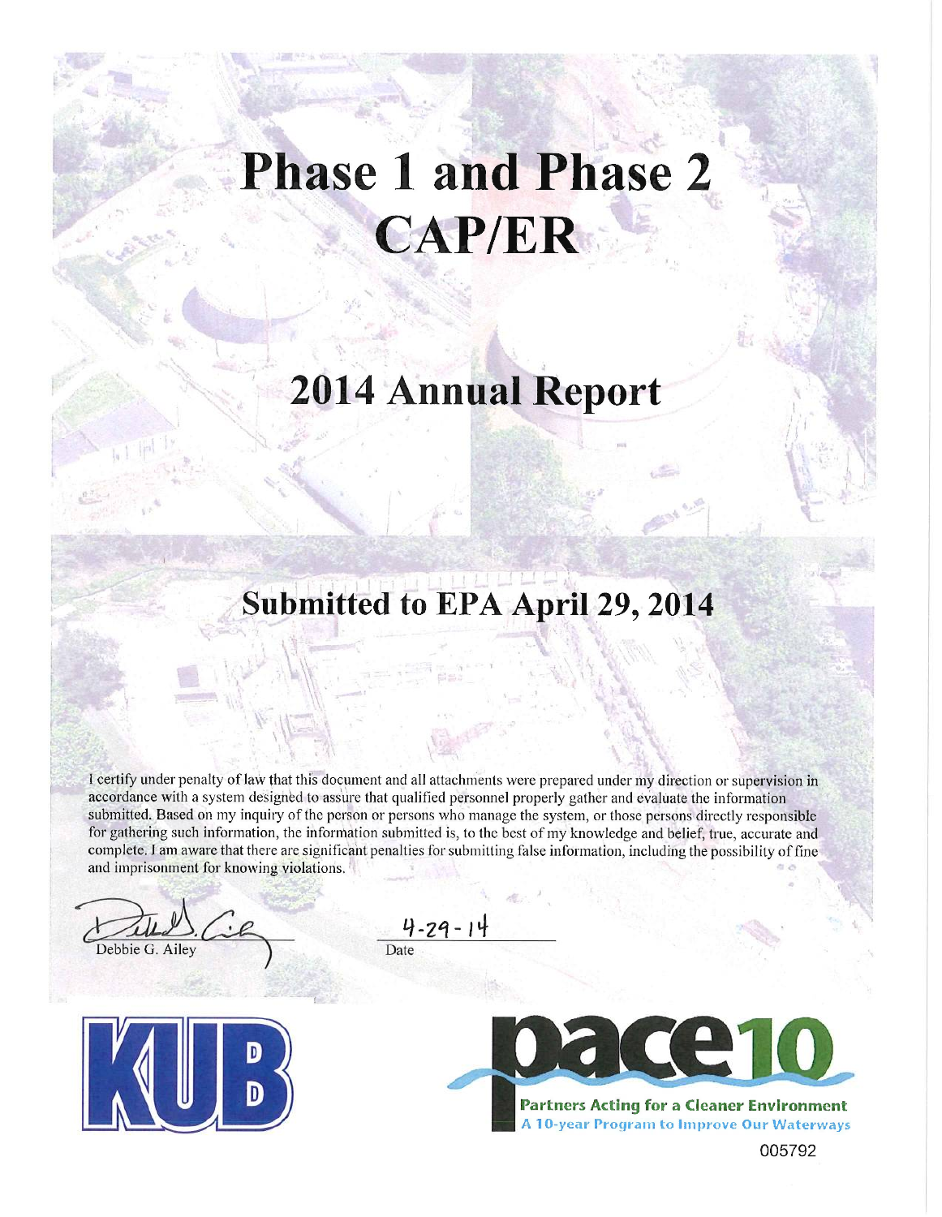# Phase 1 and Phase 2 CAP/ER

# 2014 Annual Report

## Submitted to EPA April 29, 2014

I certify under penalty of law that this document and all attachments were prepared under my direction or supervision in accordance with a system designed to assure that qualified personnel properly gather and evaluate the information submitted. Based on my inquiry of the person or persons who manage the system, or those persons directly responsible for gathering such information, the information submitted is, to the best of my knowledge and belief, true, accurate and complete. I am aware that there are significant penalties for submitting false information, including the possibility of fine and imprisonment for knowing violations.

Debbie G. Ailey

Date: 4-29-14

KUB

pace10

Partners Acting for a Cleaner Environment

A 10-year Program to Improve Our Waterways

005792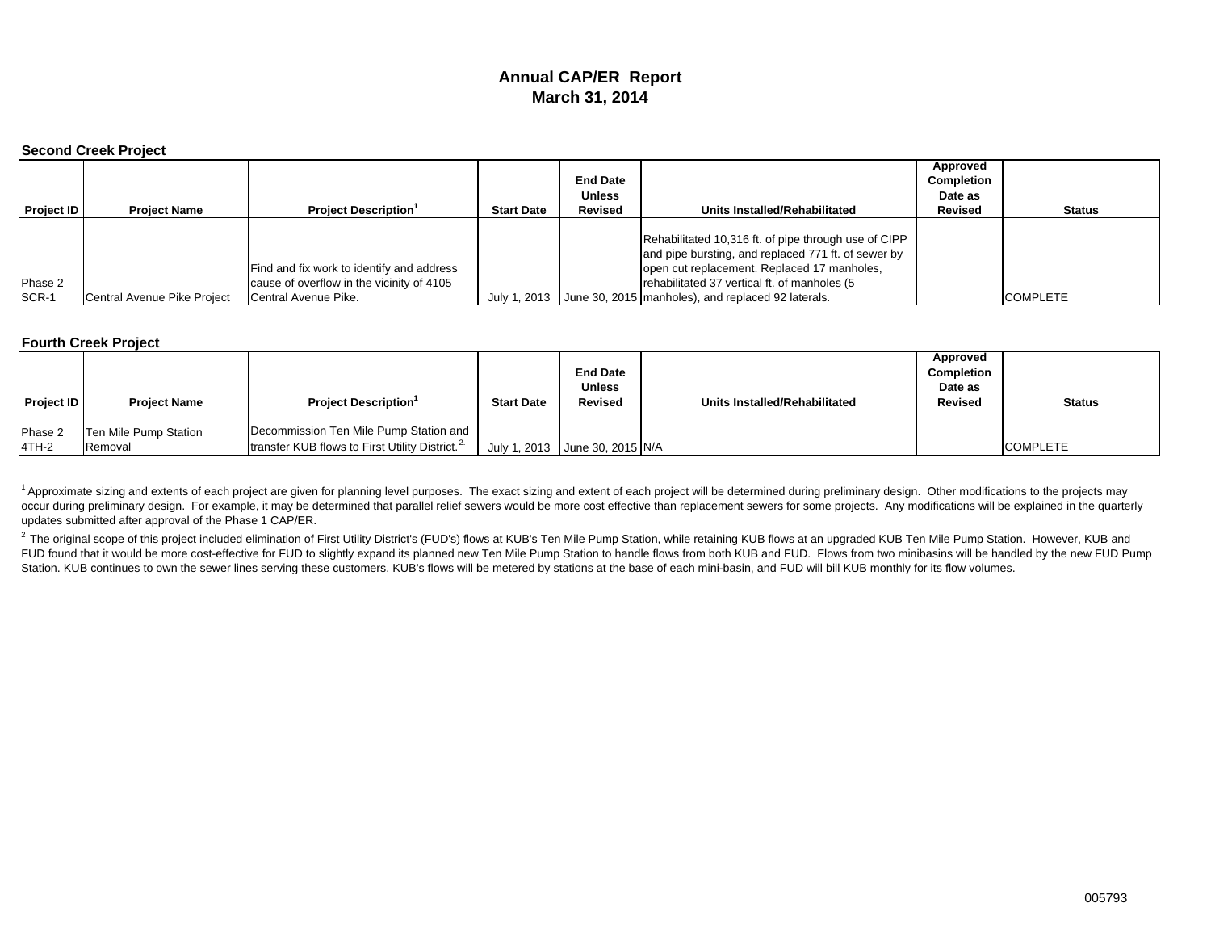# Annual CAP/ER Report
## March 31, 2014

### Second Creek Project

| Project ID | Project Name | Project Description[1] | Start Date | End Date Unless Revised | Units Installed/Rehabilitated | Approved Completion Date as Revised | Status |
|---|---|---|---|---|---|---|---|
| Phase 2 SCR-1 | Central Avenue Pike Project | Find and fix work to identify and address cause of overflow in the vicinity of 4105 Central Avenue Pike. | July 1, 2013 | June 30, 2015 | Rehabilitated 10,316 ft. of pipe through use of CIPP and pipe bursting, and replaced 771 ft. of sewer by open cut replacement. Replaced 17 manholes, rehabilitated 37 vertical ft. of manholes (5 manholes), and replaced 92 laterals. | | COMPLETE |

### Fourth Creek Project

| Project ID | Project Name | Project Description[1] | Start Date | End Date Unless Revised | Units Installed/Rehabilitated | Approved Completion Date as Revised | Status |
|---|---|---|---|---|---|---|---|
| Phase 2 4TH-2 | Ten Mile Pump Station Removal | Decommission Ten Mile Pump Station and transfer KUB flows to First Utility District.[2.] | July 1, 2013 | June 30, 2015 | N/A | | COMPLETE |

[1] Approximate sizing and extents of each project are given for planning level purposes. The exact sizing and extent of each project will be determined during preliminary design. Other modifications to the projects may occur during preliminary design. For example, it may be determined that parallel relief sewers would be more cost effective than replacement sewers for some projects. Any modifications will be explained in the quarterly updates submitted after approval of the Phase 1 CAP/ER.

[2] The original scope of this project included elimination of First Utility District's (FUD's) flows at KUB's Ten Mile Pump Station, while retaining KUB flows at an upgraded KUB Ten Mile Pump Station. However, KUB and FUD found that it would be more cost-effective for FUD to slightly expand its planned new Ten Mile Pump Station to handle flows from both KUB and FUD. Flows from two minibasins will be handled by the new FUD Pump Station. KUB continues to own the sewer lines serving these customers. KUB's flows will be metered by stations at the base of each mini-basin, and FUD will bill KUB monthly for its flow volumes.

005793